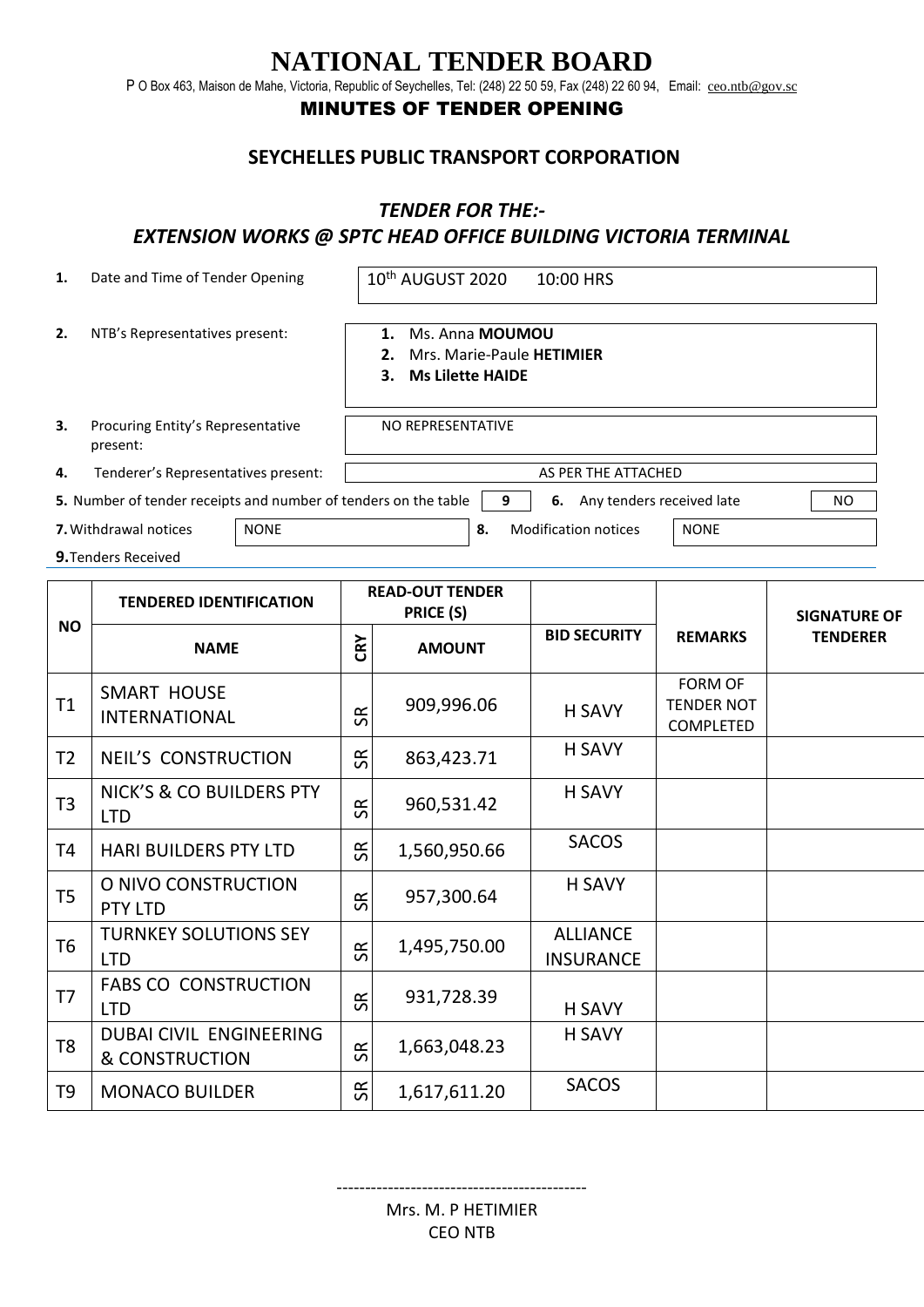# NATIONAL TENDER BOARD

P O Box 463, Maison de Mahe, Victoria, Republic of Seychelles, Tel: (248) 22 50 59, Fax (248) 22 60 94, Email: ceo.ntb@gov.sc

## MINUTES OF TENDER OPENING

### SEYCHELLES PUBLIC TRANSPORT CORPORATION

### *TENDER FOR THE:-*
### *EXTENSION WORKS @ SPTC HEAD OFFICE BUILDING VICTORIA TERMINAL*

**1.** Date and Time of Tender Opening: 10th AUGUST 2020 10:00 HRS

**2.** NTB's Representatives present:
1. Ms. Anna **MOUMOU**
2. Mrs. Marie-Paule **HETIMIER**
3. **Ms Lilette HAIDE**

**3.** Procuring Entity's Representative present: NO REPRESENTATIVE

**4.** Tenderer's Representatives present: AS PER THE ATTACHED

**5.** Number of tender receipts and number of tenders on the table: 9 **6.** Any tenders received late: NO

**7.** Withdrawal notices: NONE **8.** Modification notices: NONE

**9.** Tenders Received

| NO | TENDERED IDENTIFICATION | READ-OUT TENDER PRICE (S) | | BID SECURITY | REMARKS | SIGNATURE OF TENDERER |
|---|---|---|---|---|---|---|
| | NAME | CRY | AMOUNT | | | |
| T1 | SMART HOUSE INTERNATIONAL | SR | 909,996.06 | H SAVY | FORM OF TENDER NOT COMPLETED | |
| T2 | NEIL'S CONSTRUCTION | SR | 863,423.71 | H SAVY | | |
| T3 | NICK'S & CO BUILDERS PTY LTD | SR | 960,531.42 | H SAVY | | |
| T4 | HARI BUILDERS PTY LTD | SR | 1,560,950.66 | SACOS | | |
| T5 | O NIVO CONSTRUCTION PTY LTD | SR | 957,300.64 | H SAVY | | |
| T6 | TURNKEY SOLUTIONS SEY LTD | SR | 1,495,750.00 | ALLIANCE INSURANCE | | |
| T7 | FABS CO CONSTRUCTION LTD | SR | 931,728.39 | H SAVY | | |
| T8 | DUBAI CIVIL ENGINEERING & CONSTRUCTION | SR | 1,663,048.23 | H SAVY | | |
| T9 | MONACO BUILDER | SR | 1,617,611.20 | SACOS | | |

--------------------------------------------

Mrs. M. P HETIMIER
CEO NTB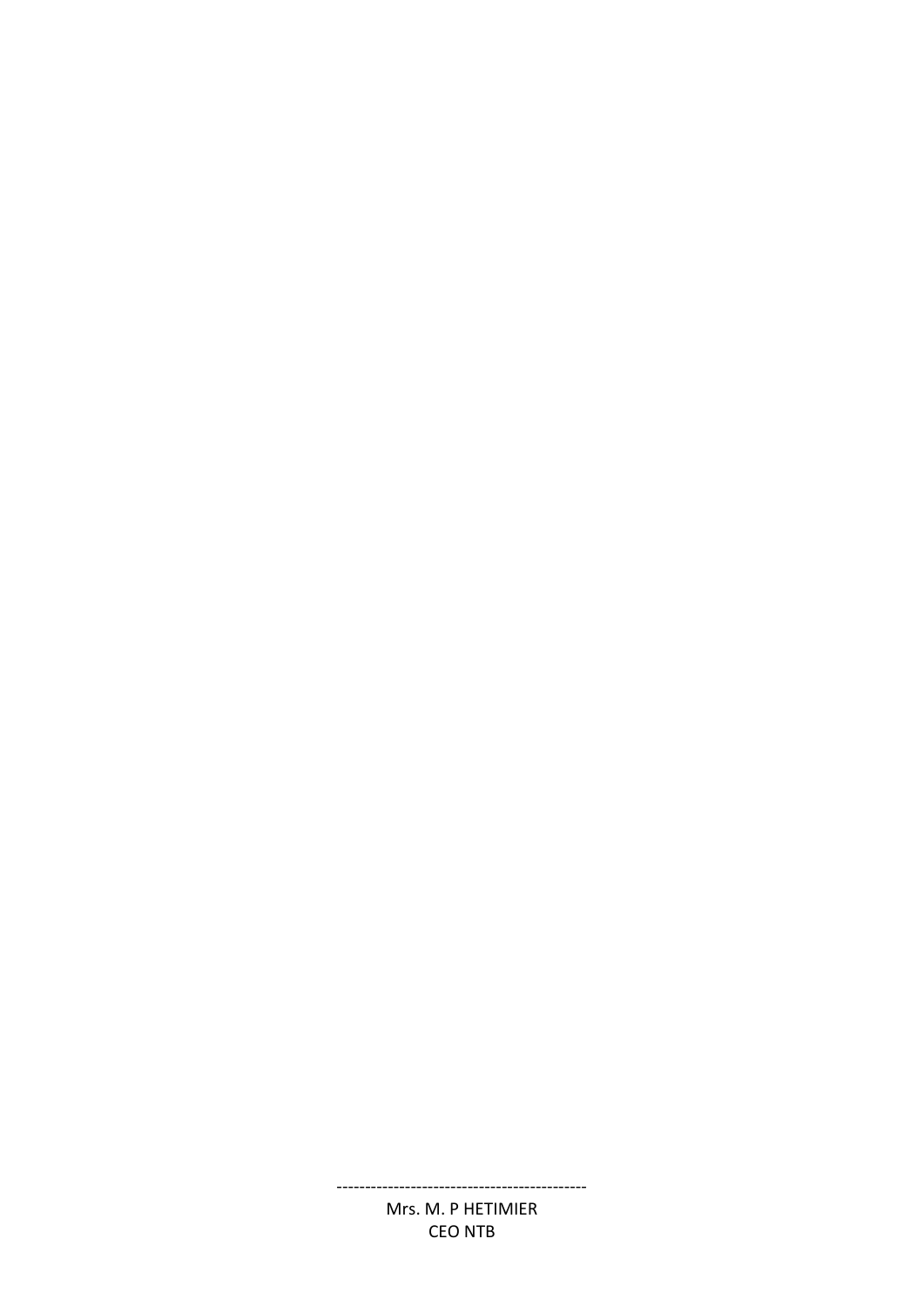--------------------------------------------

Mrs. M. P HETIMIER

CEO NTB